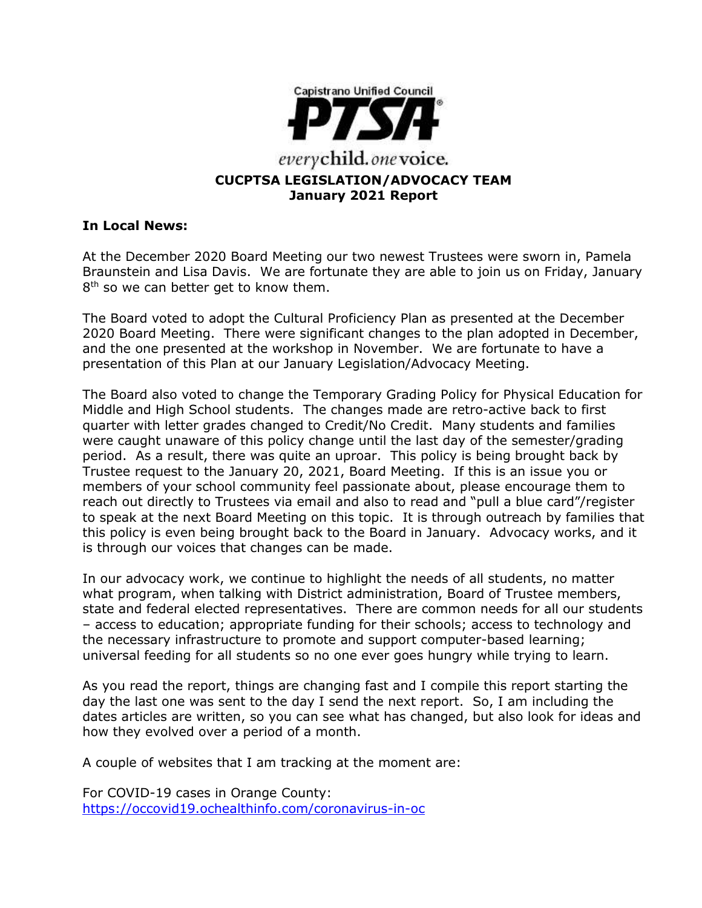Capistrano Unified Council

**PTSA**

*every*child. *one*voice.

**CUCPTSA LEGISLATION/ADVOCACY TEAM**
**January 2021 Report**

**In Local News:**

At the December 2020 Board Meeting our two newest Trustees were sworn in, Pamela Braunstein and Lisa Davis. We are fortunate they are able to join us on Friday, January 8th so we can better get to know them.

The Board voted to adopt the Cultural Proficiency Plan as presented at the December 2020 Board Meeting. There were significant changes to the plan adopted in December, and the one presented at the workshop in November. We are fortunate to have a presentation of this Plan at our January Legislation/Advocacy Meeting.

The Board also voted to change the Temporary Grading Policy for Physical Education for Middle and High School students. The changes made are retro-active back to first quarter with letter grades changed to Credit/No Credit. Many students and families were caught unaware of this policy change until the last day of the semester/grading period. As a result, there was quite an uproar. This policy is being brought back by Trustee request to the January 20, 2021, Board Meeting. If this is an issue you or members of your school community feel passionate about, please encourage them to reach out directly to Trustees via email and also to read and "pull a blue card"/register to speak at the next Board Meeting on this topic. It is through outreach by families that this policy is even being brought back to the Board in January. Advocacy works, and it is through our voices that changes can be made.

In our advocacy work, we continue to highlight the needs of all students, no matter what program, when talking with District administration, Board of Trustee members, state and federal elected representatives. There are common needs for all our students – access to education; appropriate funding for their schools; access to technology and the necessary infrastructure to promote and support computer-based learning; universal feeding for all students so no one ever goes hungry while trying to learn.

As you read the report, things are changing fast and I compile this report starting the day the last one was sent to the day I send the next report. So, I am including the dates articles are written, so you can see what has changed, but also look for ideas and how they evolved over a period of a month.

A couple of websites that I am tracking at the moment are:

For COVID-19 cases in Orange County:
https://occovid19.ochealthinfo.com/coronavirus-in-oc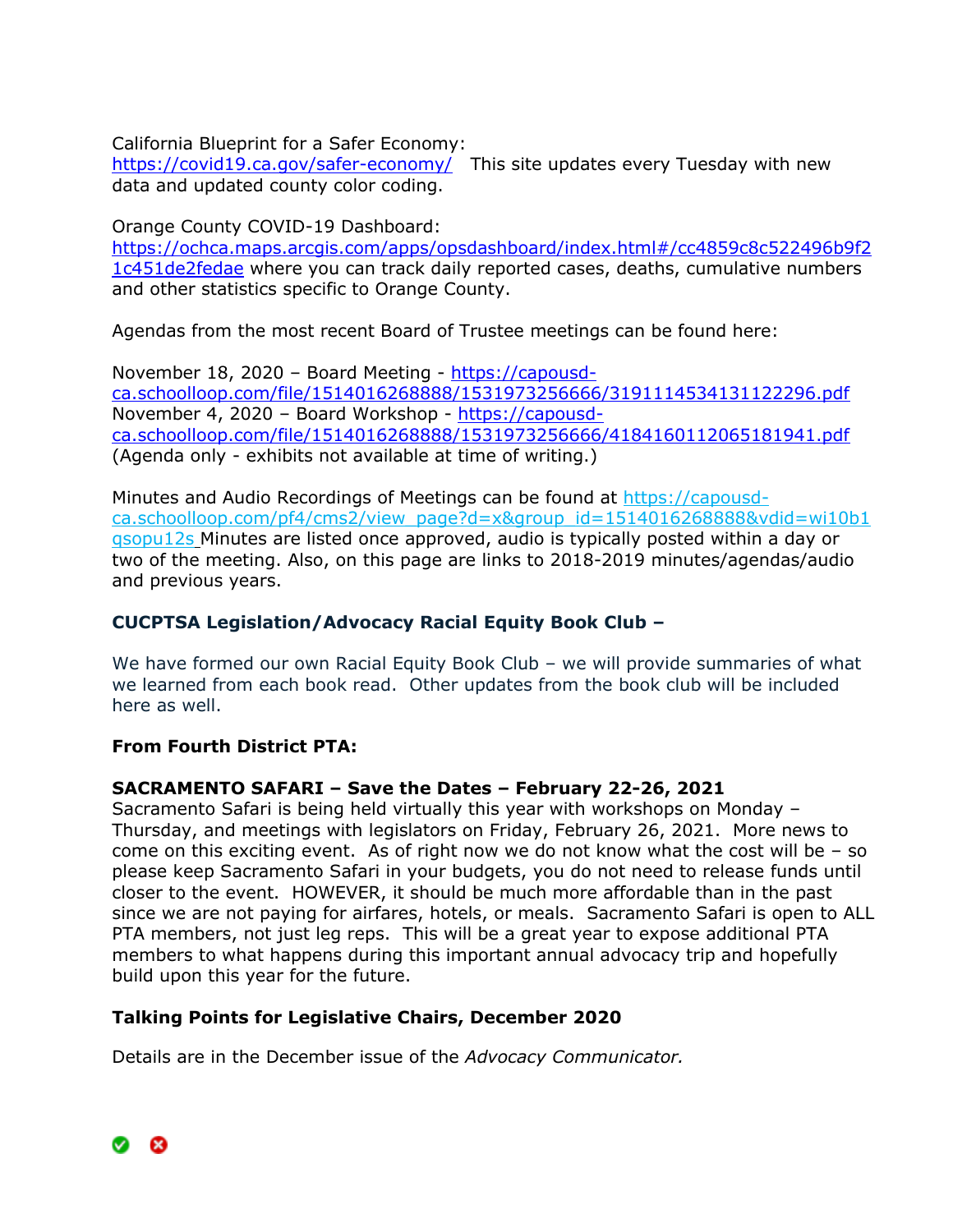California Blueprint for a Safer Economy:
https://covid19.ca.gov/safer-economy/ This site updates every Tuesday with new data and updated county color coding.

Orange County COVID-19 Dashboard:
https://ochca.maps.arcgis.com/apps/opsdashboard/index.html#/cc4859c8c522496b9f21c451de2fedae where you can track daily reported cases, deaths, cumulative numbers and other statistics specific to Orange County.

Agendas from the most recent Board of Trustee meetings can be found here:

November 18, 2020 – Board Meeting - https://capousd-ca.schoolloop.com/file/1514016268888/1531973256666/3191114534131122296.pdf
November 4, 2020 – Board Workshop - https://capousd-ca.schoolloop.com/file/1514016268888/1531973256666/4184160112065181941.pdf
(Agenda only - exhibits not available at time of writing.)

Minutes and Audio Recordings of Meetings can be found at https://capousd-ca.schoolloop.com/pf4/cms2/view_page?d=x&group_id=1514016268888&vdid=wi10b1qsopu12s Minutes are listed once approved, audio is typically posted within a day or two of the meeting. Also, on this page are links to 2018-2019 minutes/agendas/audio and previous years.

**CUCPTSA Legislation/Advocacy Racial Equity Book Club –**

We have formed our own Racial Equity Book Club – we will provide summaries of what we learned from each book read. Other updates from the book club will be included here as well.

**From Fourth District PTA:**

**SACRAMENTO SAFARI – Save the Dates – February 22-26, 2021**
Sacramento Safari is being held virtually this year with workshops on Monday – Thursday, and meetings with legislators on Friday, February 26, 2021. More news to come on this exciting event. As of right now we do not know what the cost will be – so please keep Sacramento Safari in your budgets, you do not need to release funds until closer to the event. HOWEVER, it should be much more affordable than in the past since we are not paying for airfares, hotels, or meals. Sacramento Safari is open to ALL PTA members, not just leg reps. This will be a great year to expose additional PTA members to what happens during this important annual advocacy trip and hopefully build upon this year for the future.

**Talking Points for Legislative Chairs, December 2020**

Details are in the December issue of the *Advocacy Communicator.*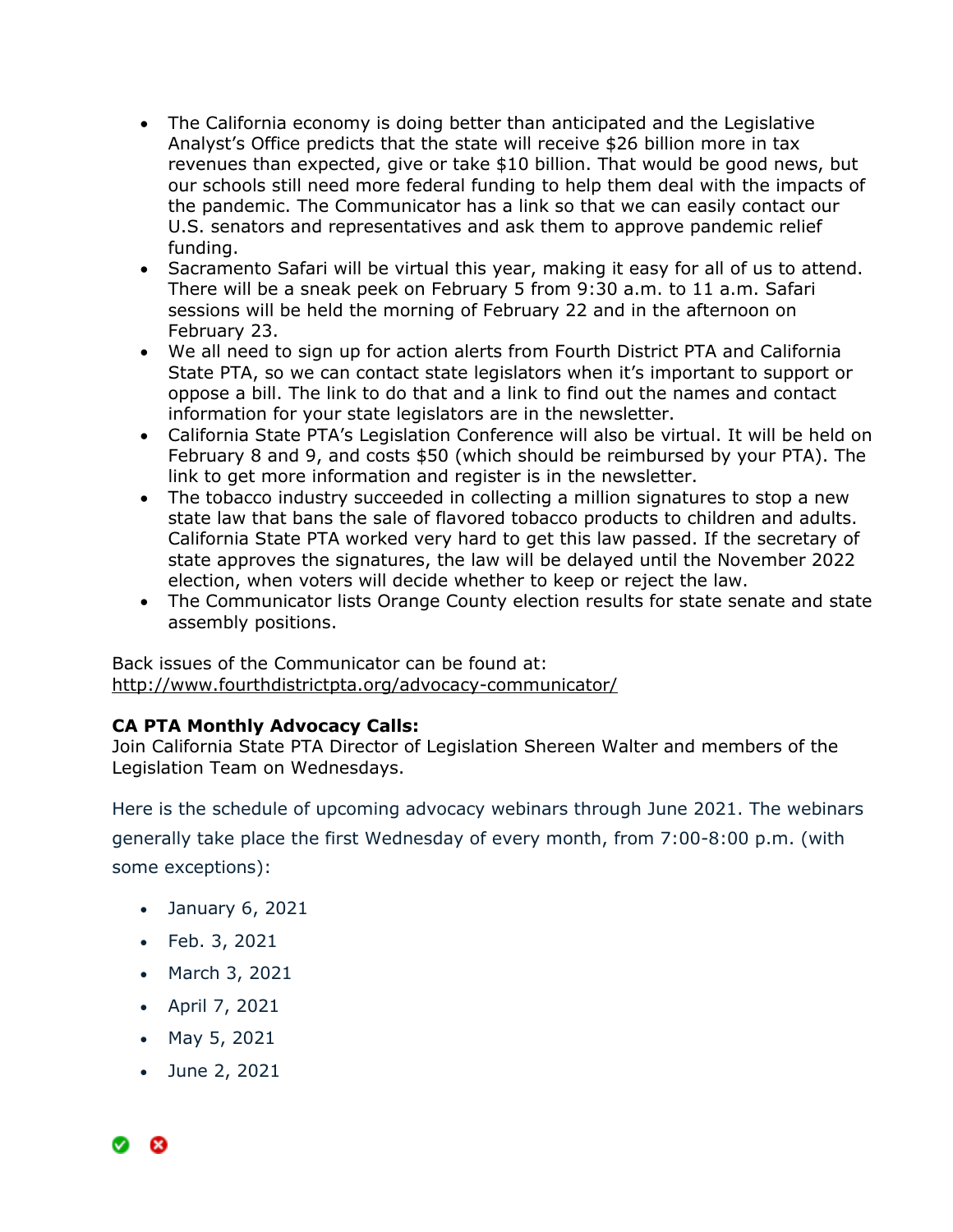- The California economy is doing better than anticipated and the Legislative Analyst's Office predicts that the state will receive $26 billion more in tax revenues than expected, give or take $10 billion. That would be good news, but our schools still need more federal funding to help them deal with the impacts of the pandemic. The Communicator has a link so that we can easily contact our U.S. senators and representatives and ask them to approve pandemic relief funding.
- Sacramento Safari will be virtual this year, making it easy for all of us to attend. There will be a sneak peek on February 5 from 9:30 a.m. to 11 a.m. Safari sessions will be held the morning of February 22 and in the afternoon on February 23.
- We all need to sign up for action alerts from Fourth District PTA and California State PTA, so we can contact state legislators when it's important to support or oppose a bill. The link to do that and a link to find out the names and contact information for your state legislators are in the newsletter.
- California State PTA's Legislation Conference will also be virtual. It will be held on February 8 and 9, and costs $50 (which should be reimbursed by your PTA). The link to get more information and register is in the newsletter.
- The tobacco industry succeeded in collecting a million signatures to stop a new state law that bans the sale of flavored tobacco products to children and adults. California State PTA worked very hard to get this law passed. If the secretary of state approves the signatures, the law will be delayed until the November 2022 election, when voters will decide whether to keep or reject the law.
- The Communicator lists Orange County election results for state senate and state assembly positions.

Back issues of the Communicator can be found at:
http://www.fourthdistrictpta.org/advocacy-communicator/

**CA PTA Monthly Advocacy Calls:**
Join California State PTA Director of Legislation Shereen Walter and members of the Legislation Team on Wednesdays.

Here is the schedule of upcoming advocacy webinars through June 2021. The webinars generally take place the first Wednesday of every month, from 7:00-8:00 p.m. (with some exceptions):

- January 6, 2021
- Feb. 3, 2021
- March 3, 2021
- April 7, 2021
- May 5, 2021
- June 2, 2021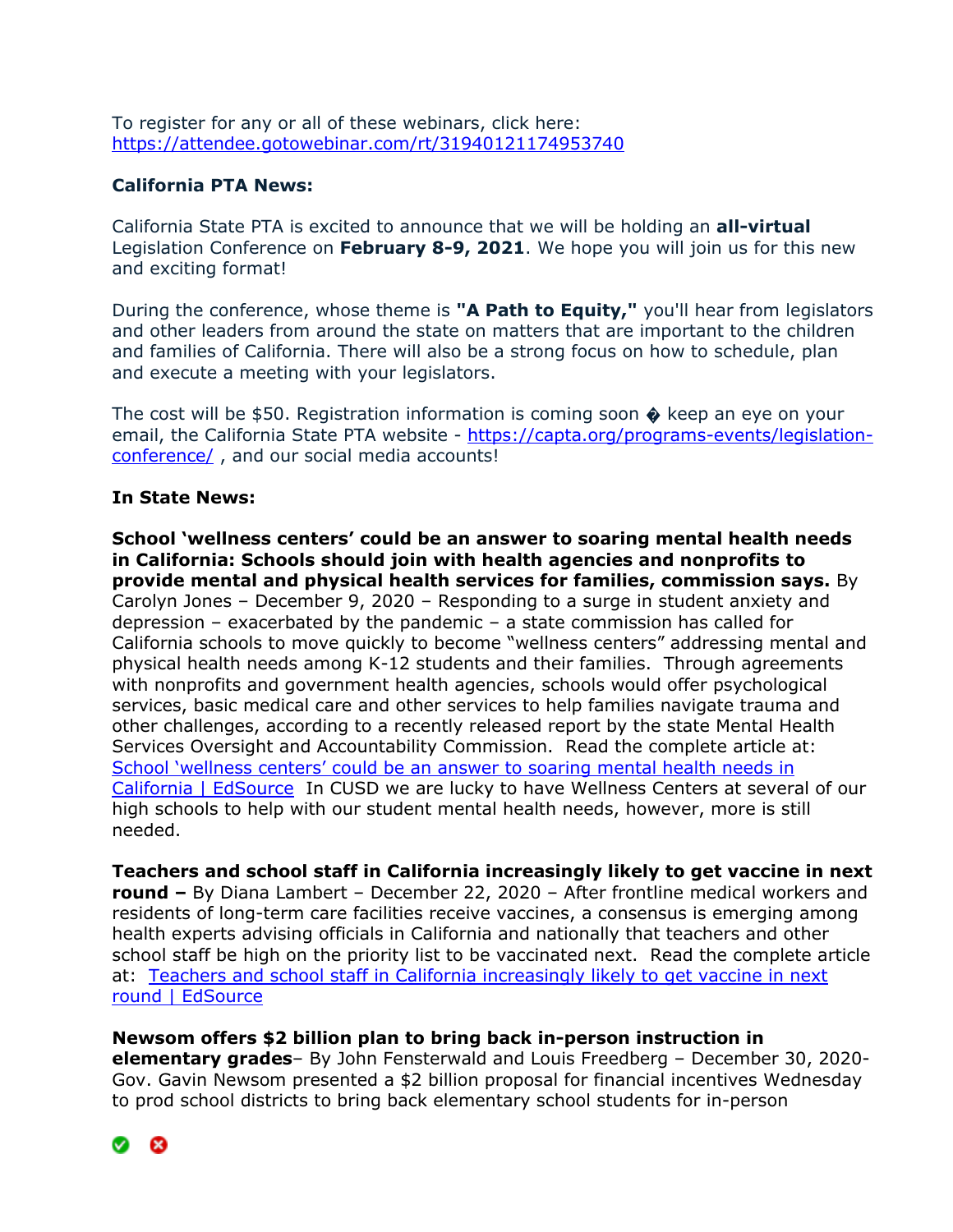To register for any or all of these webinars, click here: [https://attendee.gotowebinar.com/rt/3194012117495374](https://attendee.gotowebinar.com/rt/3194012117495374)

**California PTA News:**

California State PTA is excited to announce that we will be holding an **all-virtual** Legislation Conference on **February 8-9, 2021**. We hope you will join us for this new and exciting format!

During the conference, whose theme is **"A Path to Equity,"** you'll hear from legislators and other leaders from around the state on matters that are important to the children and families of California. There will also be a strong focus on how to schedule, plan and execute a meeting with your legislators.

The cost will be $50. Registration information is coming soon � keep an eye on your email, the California State PTA website - [https://capta.org/programs-events/legislation-conference/](https://capta.org/programs-events/legislation-conference/) , and our social media accounts!

**In State News:**

**School 'wellness centers' could be an answer to soaring mental health needs in California: Schools should join with health agencies and nonprofits to provide mental and physical health services for families, commission says.** By Carolyn Jones – December 9, 2020 – Responding to a surge in student anxiety and depression – exacerbated by the pandemic – a state commission has called for California schools to move quickly to become "wellness centers" addressing mental and physical health needs among K-12 students and their families. Through agreements with nonprofits and government health agencies, schools would offer psychological services, basic medical care and other services to help families navigate trauma and other challenges, according to a recently released report by the state Mental Health Services Oversight and Accountability Commission. Read the complete article at: [School 'wellness centers' could be an answer to soaring mental health needs in California | EdSource](#) In CUSD we are lucky to have Wellness Centers at several of our high schools to help with our student mental health needs, however, more is still needed.

**Teachers and school staff in California increasingly likely to get vaccine in next round –** By Diana Lambert – December 22, 2020 – After frontline medical workers and residents of long-term care facilities receive vaccines, a consensus is emerging among health experts advising officials in California and nationally that teachers and other school staff be high on the priority list to be vaccinated next. Read the complete article at: [Teachers and school staff in California increasingly likely to get vaccine in next round | EdSource](#)

**Newsom offers $2 billion plan to bring back in-person instruction in elementary grades**– By John Fensterwald and Louis Freedberg – December 30, 2020- Gov. Gavin Newsom presented a $2 billion proposal for financial incentives Wednesday to prod school districts to bring back elementary school students for in-person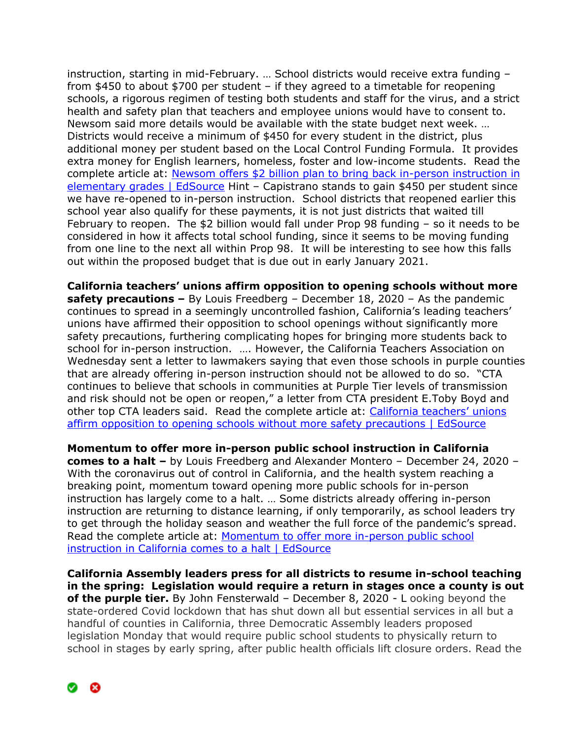instruction, starting in mid-February. … School districts would receive extra funding – from $450 to about $700 per student – if they agreed to a timetable for reopening schools, a rigorous regimen of testing both students and staff for the virus, and a strict health and safety plan that teachers and employee unions would have to consent to. Newsom said more details would be available with the state budget next week. … Districts would receive a minimum of $450 for every student in the district, plus additional money per student based on the Local Control Funding Formula. It provides extra money for English learners, homeless, foster and low-income students. Read the complete article at: [Newsom offers $2 billion plan to bring back in-person instruction in elementary grades | EdSource]() Hint – Capistrano stands to gain $450 per student since we have re-opened to in-person instruction. School districts that reopened earlier this school year also qualify for these payments, it is not just districts that waited till February to reopen. The $2 billion would fall under Prop 98 funding – so it needs to be considered in how it affects total school funding, since it seems to be moving funding from one line to the next all within Prop 98. It will be interesting to see how this falls out within the proposed budget that is due out in early January 2021.

**California teachers' unions affirm opposition to opening schools without more safety precautions –** By Louis Freedberg – December 18, 2020 – As the pandemic continues to spread in a seemingly uncontrolled fashion, California's leading teachers' unions have affirmed their opposition to school openings without significantly more safety precautions, furthering complicating hopes for bringing more students back to school for in-person instruction. …. However, the California Teachers Association on Wednesday sent a letter to lawmakers saying that even those schools in purple counties that are already offering in-person instruction should not be allowed to do so. "CTA continues to believe that schools in communities at Purple Tier levels of transmission and risk should not be open or reopen," a letter from CTA president E.Toby Boyd and other top CTA leaders said. Read the complete article at: [California teachers' unions affirm opposition to opening schools without more safety precautions | EdSource]()

**Momentum to offer more in-person public school instruction in California comes to a halt –** by Louis Freedberg and Alexander Montero – December 24, 2020 – With the coronavirus out of control in California, and the health system reaching a breaking point, momentum toward opening more public schools for in-person instruction has largely come to a halt. … Some districts already offering in-person instruction are returning to distance learning, if only temporarily, as school leaders try to get through the holiday season and weather the full force of the pandemic's spread. Read the complete article at: [Momentum to offer more in-person public school instruction in California comes to a halt | EdSource]()

**California Assembly leaders press for all districts to resume in-school teaching in the spring: Legislation would require a return in stages once a county is out of the purple tier.** By John Fensterwald – December 8, 2020 - L ooking beyond the state-ordered Covid lockdown that has shut down all but essential services in all but a handful of counties in California, three Democratic Assembly leaders proposed legislation Monday that would require public school students to physically return to school in stages by early spring, after public health officials lift closure orders. Read the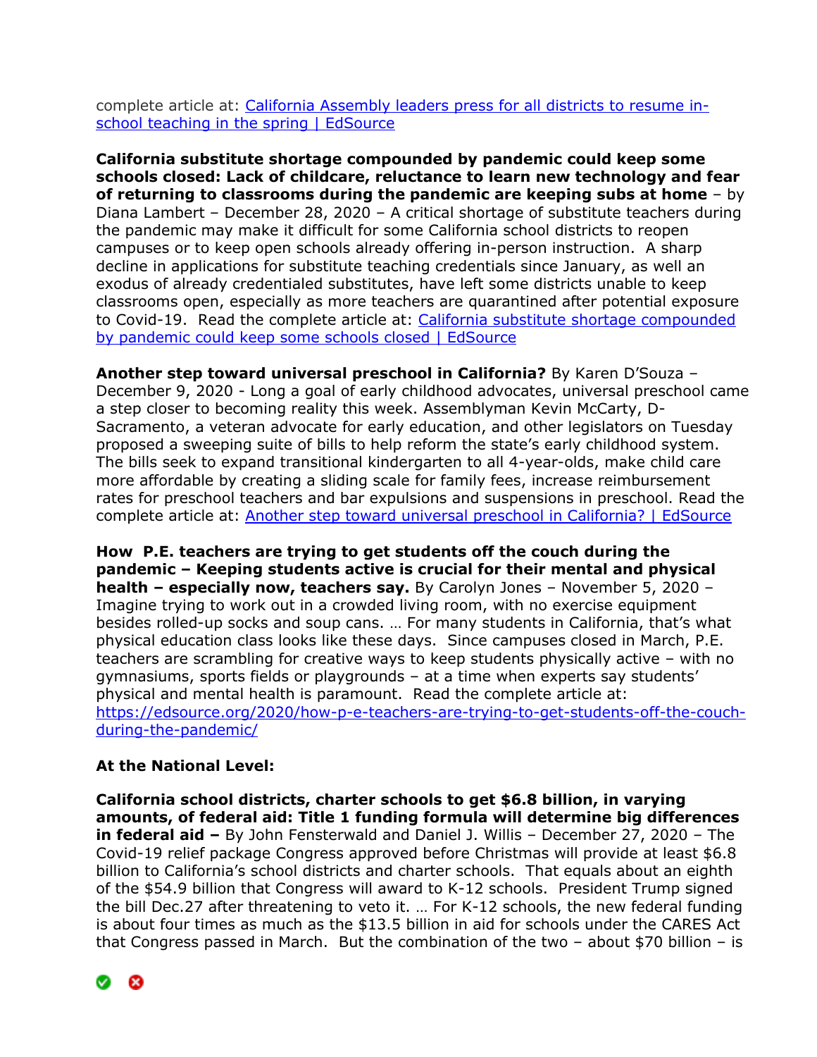complete article at: [California Assembly leaders press for all districts to resume in-school teaching in the spring | EdSource]()

**California substitute shortage compounded by pandemic could keep some schools closed: Lack of childcare, reluctance to learn new technology and fear of returning to classrooms during the pandemic are keeping subs at home** – by Diana Lambert – December 28, 2020 – A critical shortage of substitute teachers during the pandemic may make it difficult for some California school districts to reopen campuses or to keep open schools already offering in-person instruction. A sharp decline in applications for substitute teaching credentials since January, as well an exodus of already credentialed substitutes, have left some districts unable to keep classrooms open, especially as more teachers are quarantined after potential exposure to Covid-19. Read the complete article at: [California substitute shortage compounded by pandemic could keep some schools closed | EdSource]()

**Another step toward universal preschool in California?** By Karen D'Souza – December 9, 2020 - Long a goal of early childhood advocates, universal preschool came a step closer to becoming reality this week. Assemblyman Kevin McCarty, D-Sacramento, a veteran advocate for early education, and other legislators on Tuesday proposed a sweeping suite of bills to help reform the state's early childhood system. The bills seek to expand transitional kindergarten to all 4-year-olds, make child care more affordable by creating a sliding scale for family fees, increase reimbursement rates for preschool teachers and bar expulsions and suspensions in preschool. Read the complete article at: [Another step toward universal preschool in California? | EdSource]()

**How P.E. teachers are trying to get students off the couch during the pandemic – Keeping students active is crucial for their mental and physical health – especially now, teachers say.** By Carolyn Jones – November 5, 2020 – Imagine trying to work out in a crowded living room, with no exercise equipment besides rolled-up socks and soup cans. … For many students in California, that's what physical education class looks like these days. Since campuses closed in March, P.E. teachers are scrambling for creative ways to keep students physically active – with no gymnasiums, sports fields or playgrounds – at a time when experts say students' physical and mental health is paramount. Read the complete article at: [https://edsource.org/2020/how-p-e-teachers-are-trying-to-get-students-off-the-couch-during-the-pandemic/](https://edsource.org/2020/how-p-e-teachers-are-trying-to-get-students-off-the-couch-during-the-pandemic/)

**At the National Level:**

**California school districts, charter schools to get $6.8 billion, in varying amounts, of federal aid: Title 1 funding formula will determine big differences in federal aid –** By John Fensterwald and Daniel J. Willis – December 27, 2020 – The Covid-19 relief package Congress approved before Christmas will provide at least $6.8 billion to California's school districts and charter schools. That equals about an eighth of the $54.9 billion that Congress will award to K-12 schools. President Trump signed the bill Dec.27 after threatening to veto it. … For K-12 schools, the new federal funding is about four times as much as the $13.5 billion in aid for schools under the CARES Act that Congress passed in March. But the combination of the two – about $70 billion – is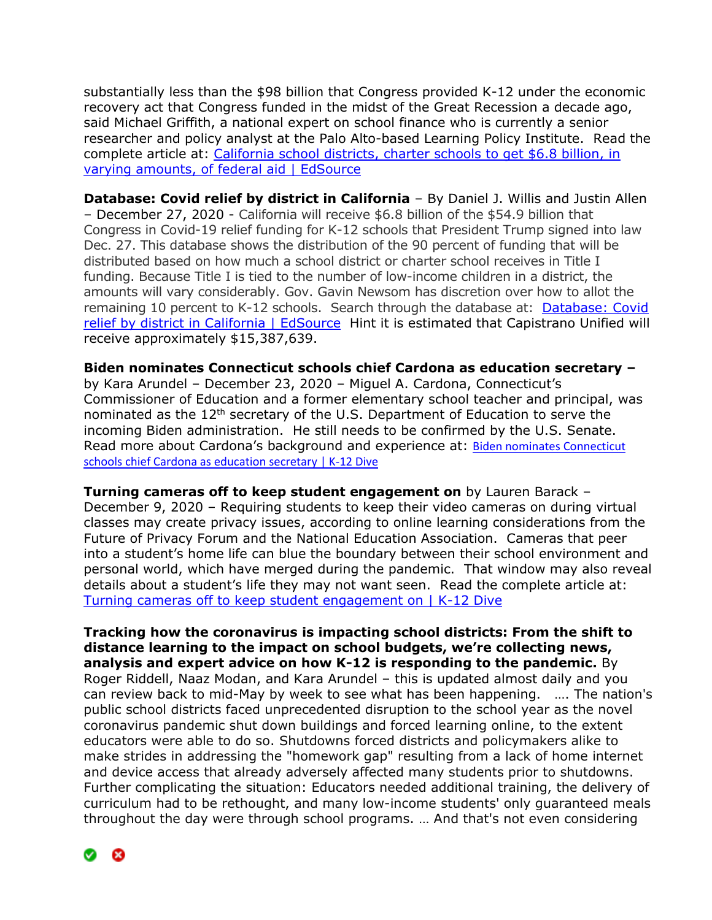substantially less than the $98 billion that Congress provided K-12 under the economic recovery act that Congress funded in the midst of the Great Recession a decade ago, said Michael Griffith, a national expert on school finance who is currently a senior researcher and policy analyst at the Palo Alto-based Learning Policy Institute. Read the complete article at: [California school districts, charter schools to get $6.8 billion, in varying amounts, of federal aid | EdSource]()

**Database: Covid relief by district in California** – By Daniel J. Willis and Justin Allen – December 27, 2020 - California will receive $6.8 billion of the $54.9 billion that Congress in Covid-19 relief funding for K-12 schools that President Trump signed into law Dec. 27. This database shows the distribution of the 90 percent of funding that will be distributed based on how much a school district or charter school receives in Title I funding. Because Title I is tied to the number of low-income children in a district, the amounts will vary considerably. Gov. Gavin Newsom has discretion over how to allot the remaining 10 percent to K-12 schools. Search through the database at: [Database: Covid relief by district in California | EdSource]() Hint it is estimated that Capistrano Unified will receive approximately $15,387,639.

**Biden nominates Connecticut schools chief Cardona as education secretary –** by Kara Arundel – December 23, 2020 – Miguel A. Cardona, Connecticut's Commissioner of Education and a former elementary school teacher and principal, was nominated as the 12th secretary of the U.S. Department of Education to serve the incoming Biden administration. He still needs to be confirmed by the U.S. Senate. Read more about Cardona's background and experience at: [Biden nominates Connecticut schools chief Cardona as education secretary | K-12 Dive]()

**Turning cameras off to keep student engagement on** by Lauren Barack – December 9, 2020 – Requiring students to keep their video cameras on during virtual classes may create privacy issues, according to online learning considerations from the Future of Privacy Forum and the National Education Association. Cameras that peer into a student's home life can blue the boundary between their school environment and personal world, which have merged during the pandemic. That window may also reveal details about a student's life they may not want seen. Read the complete article at: [Turning cameras off to keep student engagement on | K-12 Dive]()

**Tracking how the coronavirus is impacting school districts: From the shift to distance learning to the impact on school budgets, we're collecting news, analysis and expert advice on how K-12 is responding to the pandemic.** By Roger Riddell, Naaz Modan, and Kara Arundel – this is updated almost daily and you can review back to mid-May by week to see what has been happening. …. The nation's public school districts faced unprecedented disruption to the school year as the novel coronavirus pandemic shut down buildings and forced learning online, to the extent educators were able to do so. Shutdowns forced districts and policymakers alike to make strides in addressing the "homework gap" resulting from a lack of home internet and device access that already adversely affected many students prior to shutdowns. Further complicating the situation: Educators needed additional training, the delivery of curriculum had to be rethought, and many low-income students' only guaranteed meals throughout the day were through school programs. … And that's not even considering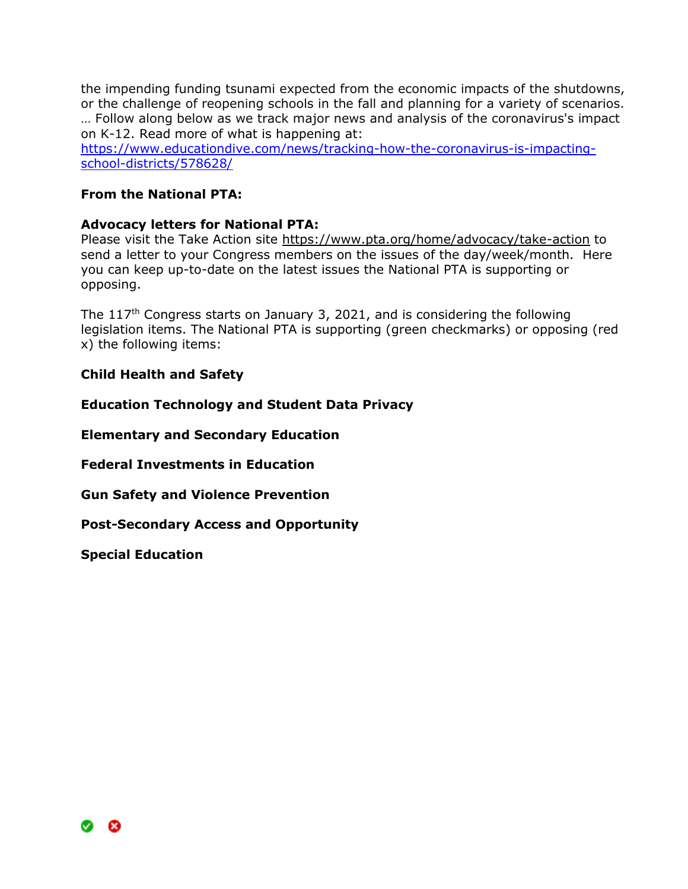the impending funding tsunami expected from the economic impacts of the shutdowns, or the challenge of reopening schools in the fall and planning for a variety of scenarios. … Follow along below as we track major news and analysis of the coronavirus's impact on K-12. Read more of what is happening at: https://www.educationdive.com/news/tracking-how-the-coronavirus-is-impacting-school-districts/578628/

**From the National PTA:**

**Advocacy letters for National PTA:**
Please visit the Take Action site https://www.pta.org/home/advocacy/take-action to send a letter to your Congress members on the issues of the day/week/month. Here you can keep up-to-date on the latest issues the National PTA is supporting or opposing.

The 117th Congress starts on January 3, 2021, and is considering the following legislation items. The National PTA is supporting (green checkmarks) or opposing (red x) the following items:

**Child Health and Safety**

**Education Technology and Student Data Privacy**

**Elementary and Secondary Education**

**Federal Investments in Education**

**Gun Safety and Violence Prevention**

**Post-Secondary Access and Opportunity**

**Special Education**